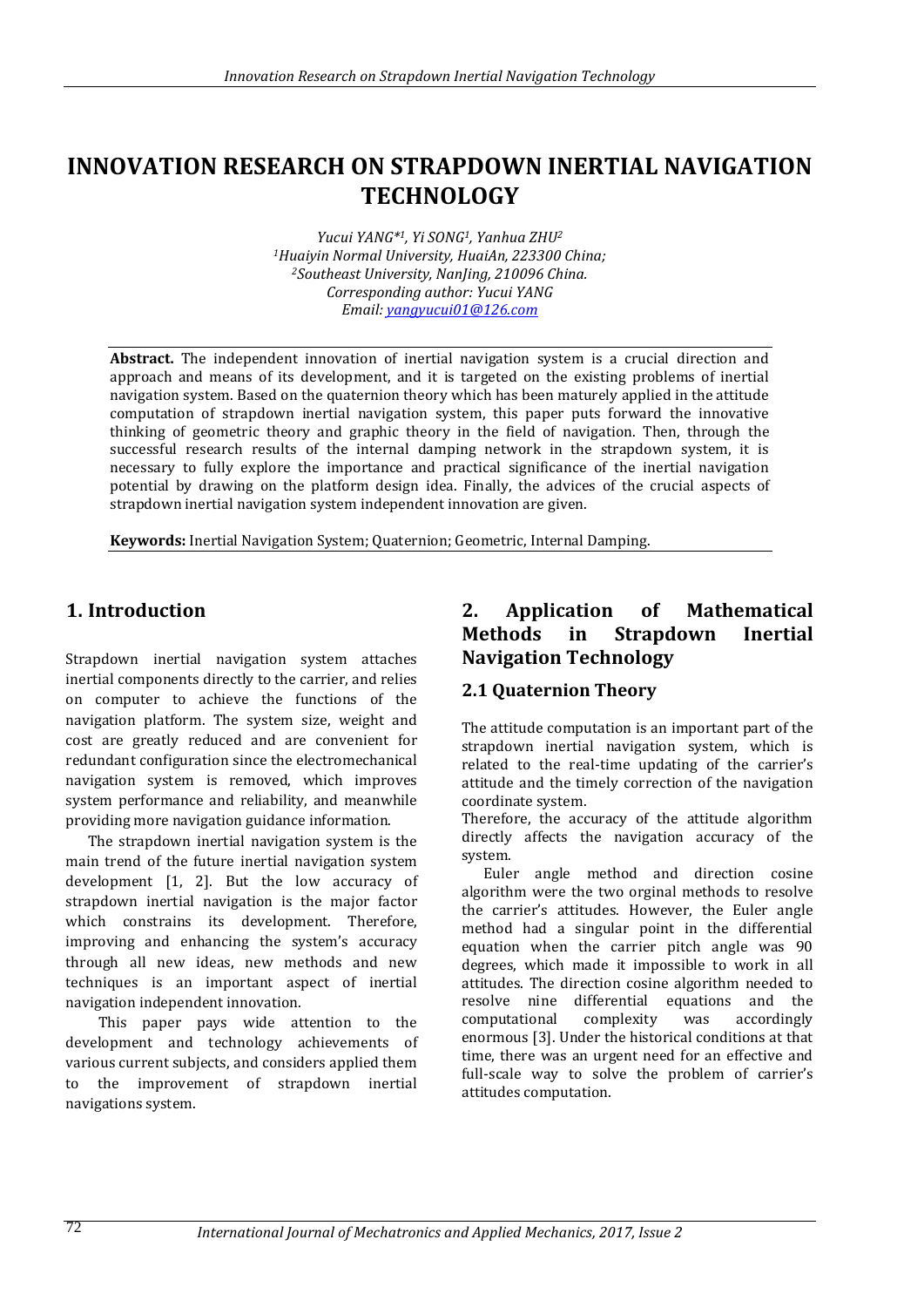# INNOVATION RESEARCH ON STRAPDOWN INERTIAL NAVIGATION TECHNOLOGY

*Yucui YANG*[1], Yi SONG[1], Yanhua ZHU[2]*
*[1]Huaiyin Normal University, HuaiAn, 223300 China;*
*[2]Southeast University, NanJing, 210096 China.*
*Corresponding author: Yucui YANG*
*Email: yangyucui01@126.com*

**Abstract.** The independent innovation of inertial navigation system is a crucial direction and approach and means of its development, and it is targeted on the existing problems of inertial navigation system. Based on the quaternion theory which has been maturely applied in the attitude computation of strapdown inertial navigation system, this paper puts forward the innovative thinking of geometric theory and graphic theory in the field of navigation. Then, through the successful research results of the internal damping network in the strapdown system, it is necessary to fully explore the importance and practical significance of the inertial navigation potential by drawing on the platform design idea. Finally, the advices of the crucial aspects of strapdown inertial navigation system independent innovation are given.

**Keywords:** Inertial Navigation System; Quaternion; Geometric, Internal Damping.

## 1. Introduction

Strapdown inertial navigation system attaches inertial components directly to the carrier, and relies on computer to achieve the functions of the navigation platform. The system size, weight and cost are greatly reduced and are convenient for redundant configuration since the electromechanical navigation system is removed, which improves system performance and reliability, and meanwhile providing more navigation guidance information.

The strapdown inertial navigation system is the main trend of the future inertial navigation system development [1, 2]. But the low accuracy of strapdown inertial navigation is the major factor which constrains its development. Therefore, improving and enhancing the system's accuracy through all new ideas, new methods and new techniques is an important aspect of inertial navigation independent innovation.

This paper pays wide attention to the development and technology achievements of various current subjects, and considers applied them to the improvement of strapdown inertial navigations system.

## 2. Application of Mathematical Methods in Strapdown Inertial Navigation Technology

### 2.1 Quaternion Theory

The attitude computation is an important part of the strapdown inertial navigation system, which is related to the real-time updating of the carrier's attitude and the timely correction of the navigation coordinate system.

Therefore, the accuracy of the attitude algorithm directly affects the navigation accuracy of the system.

Euler angle method and direction cosine algorithm were the two orginal methods to resolve the carrier's attitudes. However, the Euler angle method had a singular point in the differential equation when the carrier pitch angle was 90 degrees, which made it impossible to work in all attitudes. The direction cosine algorithm needed to resolve nine differential equations and the computational complexity was accordingly enormous [3]. Under the historical conditions at that time, there was an urgent need for an effective and full-scale way to solve the problem of carrier's attitudes computation.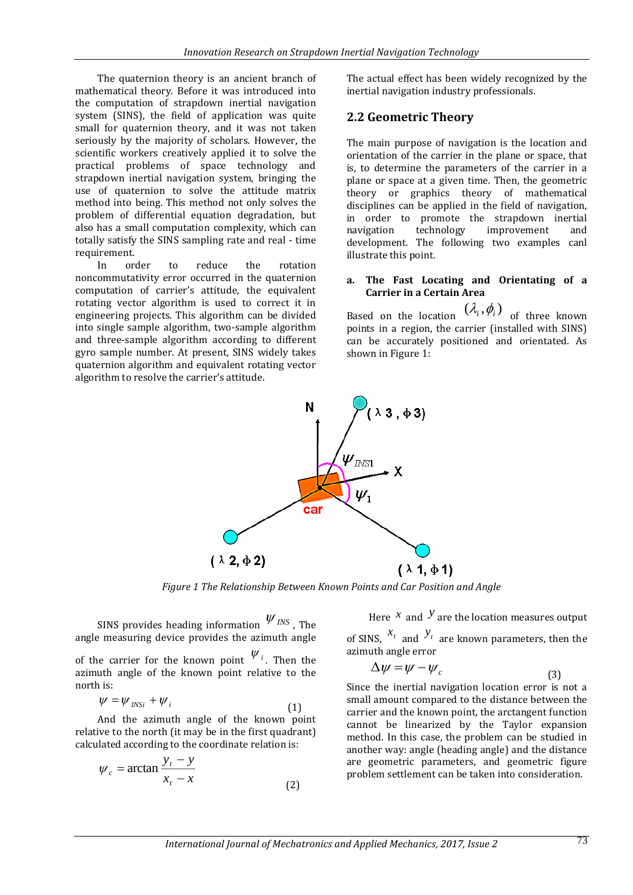The quaternion theory is an ancient branch of mathematical theory. Before it was introduced into the computation of strapdown inertial navigation system (SINS), the field of application was quite small for quaternion theory, and it was not taken seriously by the majority of scholars. However, the scientific workers creatively applied it to solve the practical problems of space technology and strapdown inertial navigation system, bringing the use of quaternion to solve the attitude matrix method into being. This method not only solves the problem of differential equation degradation, but also has a small computation complexity, which can totally satisfy the SINS sampling rate and real - time requirement.

In order to reduce the rotation noncommutativity error occurred in the quaternion computation of carrier's attitude, the equivalent rotating vector algorithm is used to correct it in engineering projects. This algorithm can be divided into single sample algorithm, two-sample algorithm and three-sample algorithm according to different gyro sample number. At present, SINS widely takes quaternion algorithm and equivalent rotating vector algorithm to resolve the carrier's attitude. The actual effect has been widely recognized by the inertial navigation industry professionals.

## 2.2 Geometric Theory

The main purpose of navigation is the location and orientation of the carrier in the plane or space, that is, to determine the parameters of the carrier in a plane or space at a given time. Then, the geometric theory or graphics theory of mathematical disciplines can be applied in the field of navigation, in order to promote the strapdown inertial navigation technology improvement and development. The following two examples canl illustrate this point.

**a. The Fast Locating and Orientating of a Carrier in a Certain Area**

Based on the location $(\lambda_i, \phi_i)$ of three known points in a region, the carrier (installed with SINS) can be accurately positioned and orientated. As shown in Figure 1:

*Figure 1 The Relationship Between Known Points and Car Position and Angle*

SINS provides heading information $\psi_{INS}$, The angle measuring device provides the azimuth angle of the carrier for the known point $\psi_i$. Then the azimuth angle of the known point relative to the north is:

$$\psi = \psi_{INSi} + \psi_i \tag{1}$$

And the azimuth angle of the known point relative to the north (it may be in the first quadrant) calculated according to the coordinate relation is:

$$\psi_c = \arctan \frac{y_t - y}{x_t - x} \tag{2}$$

Here $x$ and $y$ are the location measures output of SINS, $x_t$ and $y_t$ are known parameters, then the azimuth angle error

$$\Delta\psi = \psi - \psi_c \tag{3}$$

Since the inertial navigation location error is not a small amount compared to the distance between the carrier and the known point, the arctangent function cannot be linearized by the Taylor expansion method. In this case, the problem can be studied in another way: angle (heading angle) and the distance are geometric parameters, and geometric figure problem settlement can be taken into consideration.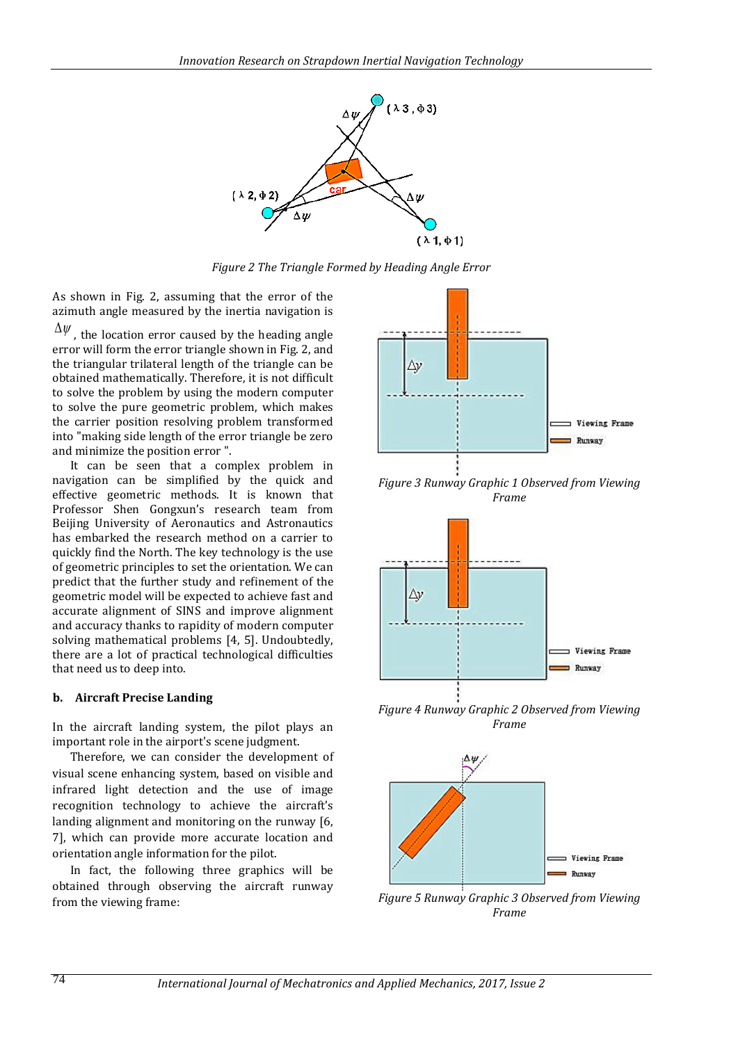Figure 2 The Triangle Formed by Heading Angle Error

As shown in Fig. 2, assuming that the error of the azimuth angle measured by the inertia navigation is $\Delta\psi$, the location error caused by the heading angle error will form the error triangle shown in Fig. 2, and the triangular trilateral length of the triangle can be obtained mathematically. Therefore, it is not difficult to solve the problem by using the modern computer to solve the pure geometric problem, which makes the carrier position resolving problem transformed into "making side length of the error triangle be zero and minimize the position error ".

It can be seen that a complex problem in navigation can be simplified by the quick and effective geometric methods. It is known that Professor Shen Gongxun's research team from Beijing University of Aeronautics and Astronautics has embarked the research method on a carrier to quickly find the North. The key technology is the use of geometric principles to set the orientation. We can predict that the further study and refinement of the geometric model will be expected to achieve fast and accurate alignment of SINS and improve alignment and accuracy thanks to rapidity of modern computer solving mathematical problems [4, 5]. Undoubtedly, there are a lot of practical technological difficulties that need us to deep into.

### b. Aircraft Precise Landing

In the aircraft landing system, the pilot plays an important role in the airport's scene judgment.

Therefore, we can consider the development of visual scene enhancing system, based on visible and infrared light detection and the use of image recognition technology to achieve the aircraft's landing alignment and monitoring on the runway [6, 7], which can provide more accurate location and orientation angle information for the pilot.

In fact, the following three graphics will be obtained through observing the aircraft runway from the viewing frame:

Figure 3 Runway Graphic 1 Observed from Viewing Frame

Figure 4 Runway Graphic 2 Observed from Viewing Frame

Figure 5 Runway Graphic 3 Observed from Viewing Frame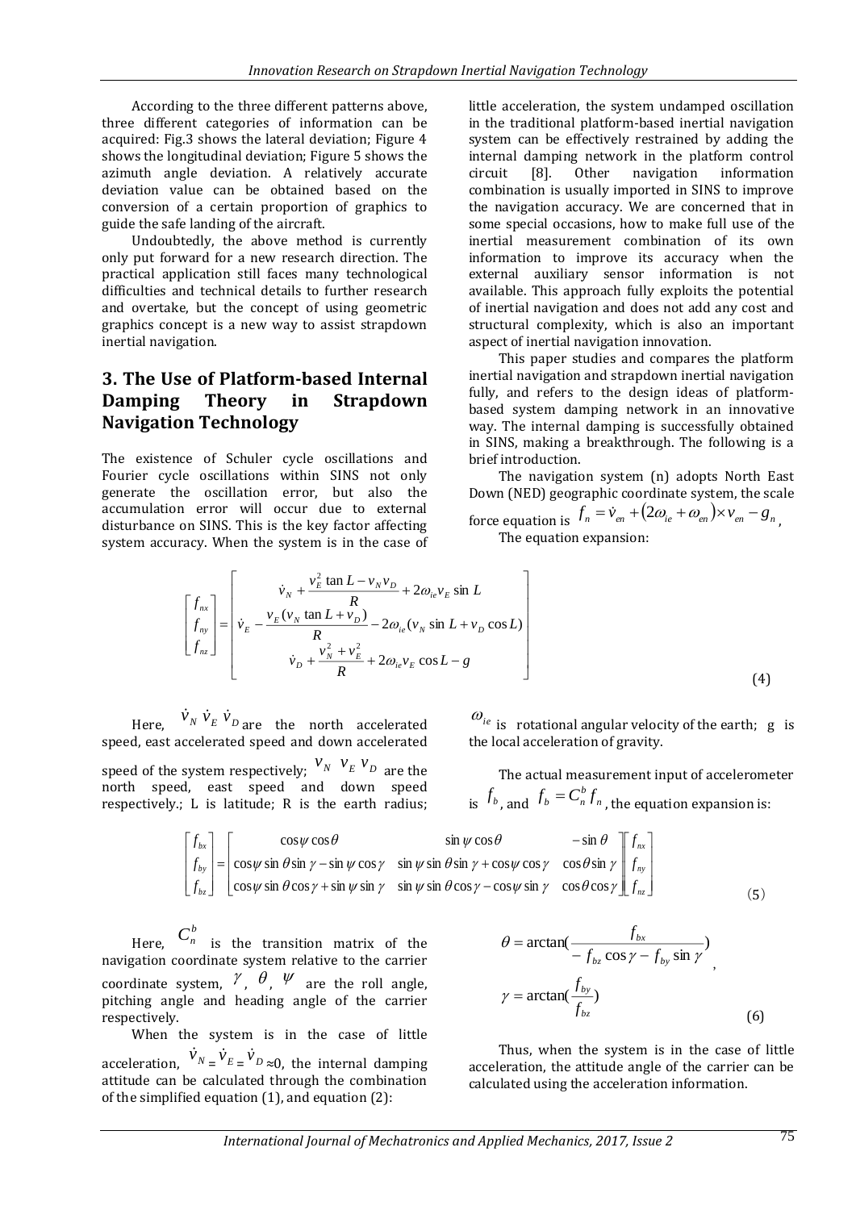According to the three different patterns above, three different categories of information can be acquired: Fig.3 shows the lateral deviation; Figure 4 shows the longitudinal deviation; Figure 5 shows the azimuth angle deviation. A relatively accurate deviation value can be obtained based on the conversion of a certain proportion of graphics to guide the safe landing of the aircraft.

Undoubtedly, the above method is currently only put forward for a new research direction. The practical application still faces many technological difficulties and technical details to further research and overtake, but the concept of using geometric graphics concept is a new way to assist strapdown inertial navigation.

## 3. The Use of Platform-based Internal Damping Theory in Strapdown Navigation Technology

The existence of Schuler cycle oscillations and Fourier cycle oscillations within SINS not only generate the oscillation error, but also the accumulation error will occur due to external disturbance on SINS. This is the key factor affecting system accuracy. When the system is in the case of little acceleration, the system undamped oscillation in the traditional platform-based inertial navigation system can be effectively restrained by adding the internal damping network in the platform control circuit [8]. Other navigation information combination is usually imported in SINS to improve the navigation accuracy. We are concerned that in some special occasions, how to make full use of the inertial measurement combination of its own information to improve its accuracy when the external auxiliary sensor information is not available. This approach fully exploits the potential of inertial navigation and does not add any cost and structural complexity, which is also an important aspect of inertial navigation innovation.

This paper studies and compares the platform inertial navigation and strapdown inertial navigation fully, and refers to the design ideas of platform-based system damping network in an innovative way. The internal damping is successfully obtained in SINS, making a breakthrough. The following is a brief introduction.

The navigation system (n) adopts North East Down (NED) geographic coordinate system, the scale force equation is $f_n = \dot{v}_{en} + (2\omega_{ie} + \omega_{en}) \times v_{en} - g_n$,

The equation expansion:

$$
\begin{bmatrix} f_{nx} \\ f_{ny} \\ f_{nz} \end{bmatrix} = \begin{bmatrix} \dot{v}_N + \dfrac{v_E^2 \tan L - v_N v_D}{R} + 2\omega_{ie} v_E \sin L \\ \dot{v}_E - \dfrac{v_E (v_N \tan L + v_D)}{R} - 2\omega_{ie}(v_N \sin L + v_D \cos L) \\ \dot{v}_D + \dfrac{v_N^2 + v_E^2}{R} + 2\omega_{ie} v_E \cos L - g \end{bmatrix} \tag{4}
$$

Here, $\dot{v}_N$ $\dot{v}_E$ $\dot{v}_D$ are the north accelerated speed, east accelerated speed and down accelerated speed of the system respectively; $v_N$ $v_E$ $v_D$ are the north speed, east speed and down speed respectively.; L is latitude; R is the earth radius; $\omega_{ie}$ is rotational angular velocity of the earth; g is the local acceleration of gravity.

The actual measurement input of accelerometer is $f_b$, and $f_b = C_n^b f_n$, the equation expansion is:

$$
\begin{bmatrix} f_{bx} \\ f_{by} \\ f_{bz} \end{bmatrix} = \begin{bmatrix} \cos\psi \cos\theta & \sin\psi \cos\theta & -\sin\theta \\ \cos\psi \sin\theta \sin\gamma - \sin\psi \cos\gamma & \sin\psi \sin\theta \sin\gamma + \cos\psi \cos\gamma & \cos\theta \sin\gamma \\ \cos\psi \sin\theta \cos\gamma + \sin\psi \sin\gamma & \sin\psi \sin\theta \cos\gamma - \cos\psi \sin\gamma & \cos\theta \cos\gamma \end{bmatrix} \begin{bmatrix} f_{nx} \\ f_{ny} \\ f_{nz} \end{bmatrix} \tag{5}
$$

Here, $C_n^b$ is the transition matrix of the navigation coordinate system relative to the carrier coordinate system, $\gamma$, $\theta$, $\psi$ are the roll angle, pitching angle and heading angle of the carrier respectively.

When the system is in the case of little acceleration, $\dot{v}_N = \dot{v}_E = \dot{v}_D \approx 0$, the internal damping attitude can be calculated through the combination of the simplified equation (1), and equation (2):

$$
\theta = \arctan\left(\frac{f_{bx}}{-f_{bz}\cos\gamma - f_{by}\sin\gamma}\right),
$$

$$
\gamma = \arctan\left(\frac{f_{by}}{f_{bz}}\right) \tag{6}
$$

Thus, when the system is in the case of little acceleration, the attitude angle of the carrier can be calculated using the acceleration information.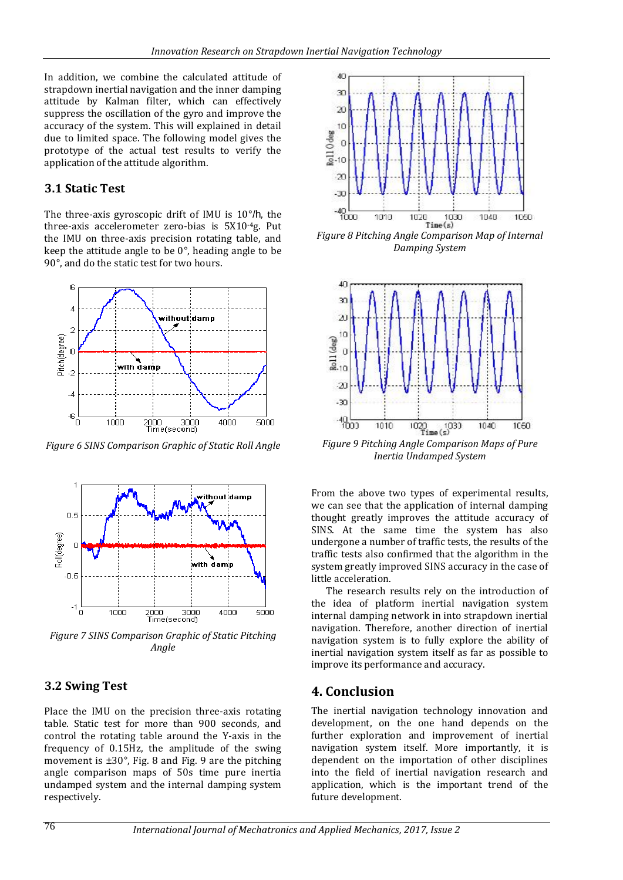In addition, we combine the calculated attitude of strapdown inertial navigation and the inner damping attitude by Kalman filter, which can effectively suppress the oscillation of the gyro and improve the accuracy of the system. This will explained in detail due to limited space. The following model gives the prototype of the actual test results to verify the application of the attitude algorithm.

### 3.1 Static Test

The three-axis gyroscopic drift of IMU is 10°/h, the three-axis accelerometer zero-bias is 5X10$^{-4}$g. Put the IMU on three-axis precision rotating table, and keep the attitude angle to be 0°, heading angle to be 90°, and do the static test for two hours.

*Figure 6 SINS Comparison Graphic of Static Roll Angle*

*Figure 7 SINS Comparison Graphic of Static Pitching Angle*

### 3.2 Swing Test

Place the IMU on the precision three-axis rotating table. Static test for more than 900 seconds, and control the rotating table around the Y-axis in the frequency of 0.15Hz, the amplitude of the swing movement is ±30°, Fig. 8 and Fig. 9 are the pitching angle comparison maps of 50s time pure inertia undamped system and the internal damping system respectively.

*Figure 8 Pitching Angle Comparison Map of Internal Damping System*

*Figure 9 Pitching Angle Comparison Maps of Pure Inertia Undamped System*

From the above two types of experimental results, we can see that the application of internal damping thought greatly improves the attitude accuracy of SINS. At the same time the system has also undergone a number of traffic tests, the results of the traffic tests also confirmed that the algorithm in the system greatly improved SINS accuracy in the case of little acceleration.

The research results rely on the introduction of the idea of platform inertial navigation system internal damping network in into strapdown inertial navigation. Therefore, another direction of inertial navigation system is to fully explore the ability of inertial navigation system itself as far as possible to improve its performance and accuracy.

## 4. Conclusion

The inertial navigation technology innovation and development, on the one hand depends on the further exploration and improvement of inertial navigation system itself. More importantly, it is dependent on the importation of other disciplines into the field of inertial navigation research and application, which is the important trend of the future development.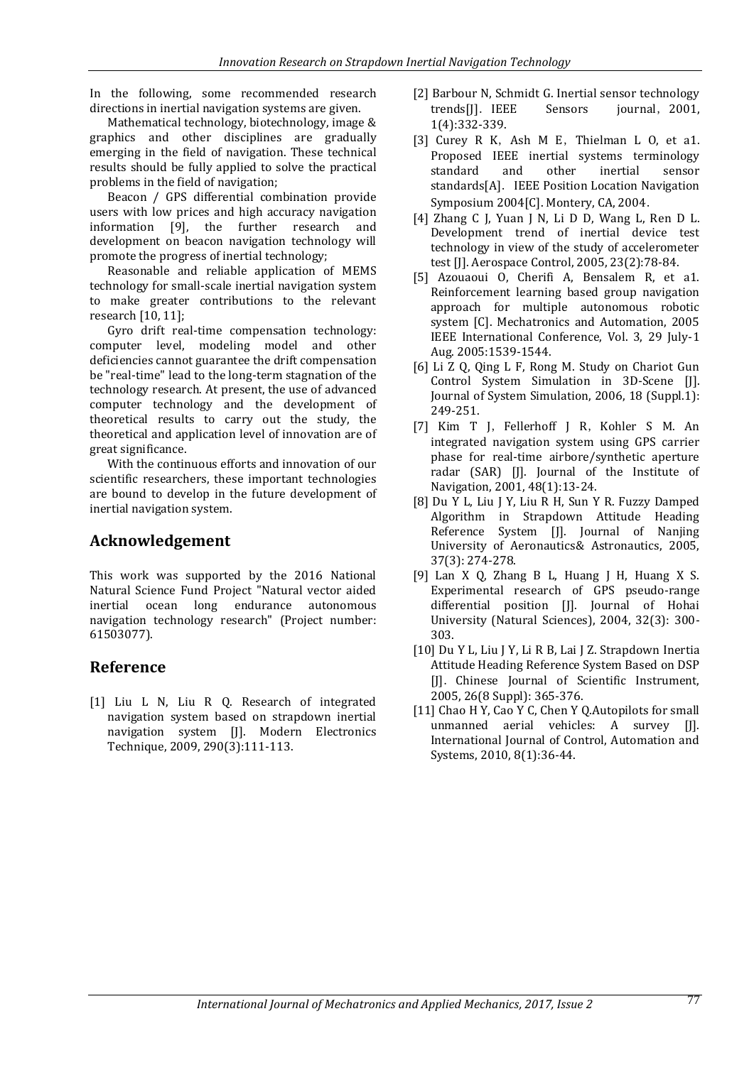In the following, some recommended research directions in inertial navigation systems are given.

Mathematical technology, biotechnology, image & graphics and other disciplines are gradually emerging in the field of navigation. These technical results should be fully applied to solve the practical problems in the field of navigation;

Beacon / GPS differential combination provide users with low prices and high accuracy navigation information [9], the further research and development on beacon navigation technology will promote the progress of inertial technology;

Reasonable and reliable application of MEMS technology for small-scale inertial navigation system to make greater contributions to the relevant research [10, 11];

Gyro drift real-time compensation technology: computer level, modeling model and other deficiencies cannot guarantee the drift compensation be "real-time" lead to the long-term stagnation of the technology research. At present, the use of advanced computer technology and the development of theoretical results to carry out the study, the theoretical and application level of innovation are of great significance.

With the continuous efforts and innovation of our scientific researchers, these important technologies are bound to develop in the future development of inertial navigation system.

## Acknowledgement

This work was supported by the 2016 National Natural Science Fund Project "Natural vector aided inertial ocean long endurance autonomous navigation technology research" (Project number: 61503077).

## Reference

[1] Liu L N, Liu R Q. Research of integrated navigation system based on strapdown inertial navigation system [J]. Modern Electronics Technique, 2009, 290(3):111-113.

[2] Barbour N, Schmidt G. Inertial sensor technology trends[J]. IEEE Sensors journal, 2001, 1(4):332-339.

[3] Curey R K, Ash M E, Thielman L O, et a1. Proposed IEEE inertial systems terminology standard and other inertial sensor standards[A]. IEEE Position Location Navigation Symposium 2004[C]. Montery, CA, 2004.

[4] Zhang C J, Yuan J N, Li D D, Wang L, Ren D L. Development trend of inertial device test technology in view of the study of accelerometer test [J]. Aerospace Control, 2005, 23(2):78-84.

[5] Azouaoui O, Cherifi A, Bensalem R, et a1. Reinforcement learning based group navigation approach for multiple autonomous robotic system [C]. Mechatronics and Automation, 2005 IEEE International Conference, Vol. 3, 29 July-1 Aug. 2005:1539-1544.

[6] Li Z Q, Qing L F, Rong M. Study on Chariot Gun Control System Simulation in 3D-Scene [J]. Journal of System Simulation, 2006, 18 (Suppl.1): 249-251.

[7] Kim T J, Fellerhoff J R, Kohler S M. An integrated navigation system using GPS carrier phase for real-time airbore/synthetic aperture radar (SAR) [J]. Journal of the Institute of Navigation, 2001, 48(1):13-24.

[8] Du Y L, Liu J Y, Liu R H, Sun Y R. Fuzzy Damped Algorithm in Strapdown Attitude Heading Reference System [J]. Journal of Nanjing University of Aeronautics& Astronautics, 2005, 37(3): 274-278.

[9] Lan X Q, Zhang B L, Huang J H, Huang X S. Experimental research of GPS pseudo-range differential position [J]. Journal of Hohai University (Natural Sciences), 2004, 32(3): 300-303.

[10] Du Y L, Liu J Y, Li R B, Lai J Z. Strapdown Inertia Attitude Heading Reference System Based on DSP [J]. Chinese Journal of Scientific Instrument, 2005, 26(8 Suppl): 365-376.

[11] Chao H Y, Cao Y C, Chen Y Q.Autopilots for small unmanned aerial vehicles: A survey [J]. International Journal of Control, Automation and Systems, 2010, 8(1):36-44.